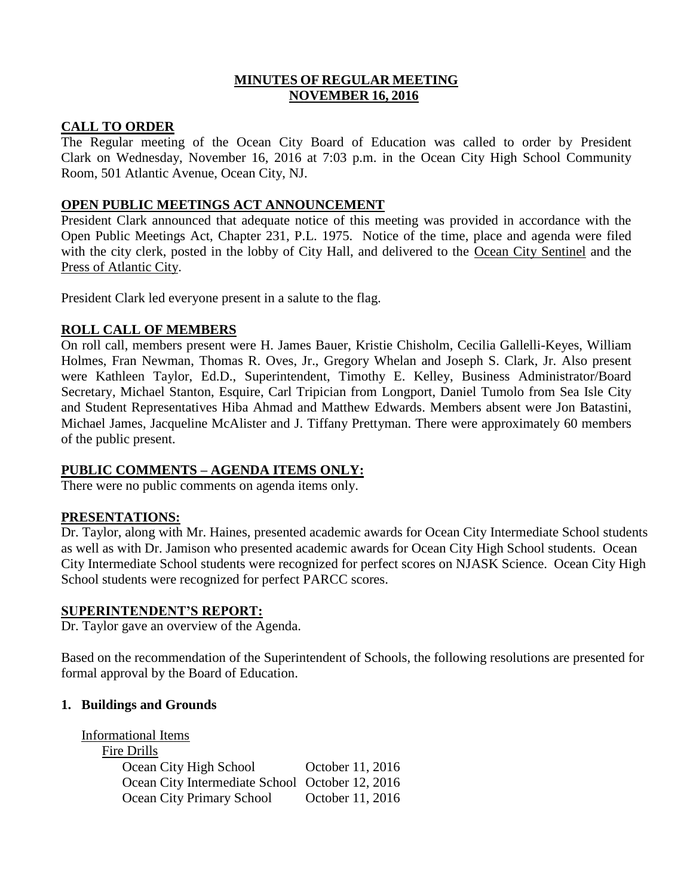# MINUTES OF REGULAR MEETING
## NOVEMBER 16, 2016

**CALL TO ORDER**

The Regular meeting of the Ocean City Board of Education was called to order by President Clark on Wednesday, November 16, 2016 at 7:03 p.m. in the Ocean City High School Community Room, 501 Atlantic Avenue, Ocean City, NJ.

**OPEN PUBLIC MEETINGS ACT ANNOUNCEMENT**

President Clark announced that adequate notice of this meeting was provided in accordance with the Open Public Meetings Act, Chapter 231, P.L. 1975. Notice of the time, place and agenda were filed with the city clerk, posted in the lobby of City Hall, and delivered to the Ocean City Sentinel and the Press of Atlantic City.

President Clark led everyone present in a salute to the flag.

**ROLL CALL OF MEMBERS**

On roll call, members present were H. James Bauer, Kristie Chisholm, Cecilia Gallelli-Keyes, William Holmes, Fran Newman, Thomas R. Oves, Jr., Gregory Whelan and Joseph S. Clark, Jr. Also present were Kathleen Taylor, Ed.D., Superintendent, Timothy E. Kelley, Business Administrator/Board Secretary, Michael Stanton, Esquire, Carl Tripician from Longport, Daniel Tumolo from Sea Isle City and Student Representatives Hiba Ahmad and Matthew Edwards. Members absent were Jon Batastini, Michael James, Jacqueline McAlister and J. Tiffany Prettyman. There were approximately 60 members of the public present.

**PUBLIC COMMENTS – AGENDA ITEMS ONLY:**

There were no public comments on agenda items only.

**PRESENTATIONS:**

Dr. Taylor, along with Mr. Haines, presented academic awards for Ocean City Intermediate School students as well as with Dr. Jamison who presented academic awards for Ocean City High School students. Ocean City Intermediate School students were recognized for perfect scores on NJASK Science. Ocean City High School students were recognized for perfect PARCC scores.

**SUPERINTENDENT'S REPORT:**

Dr. Taylor gave an overview of the Agenda.

Based on the recommendation of the Superintendent of Schools, the following resolutions are presented for formal approval by the Board of Education.

**1. Buildings and Grounds**

Informational Items

Fire Drills

| | |
|---|---|
| Ocean City High School | October 11, 2016 |
| Ocean City Intermediate School | October 12, 2016 |
| Ocean City Primary School | October 11, 2016 |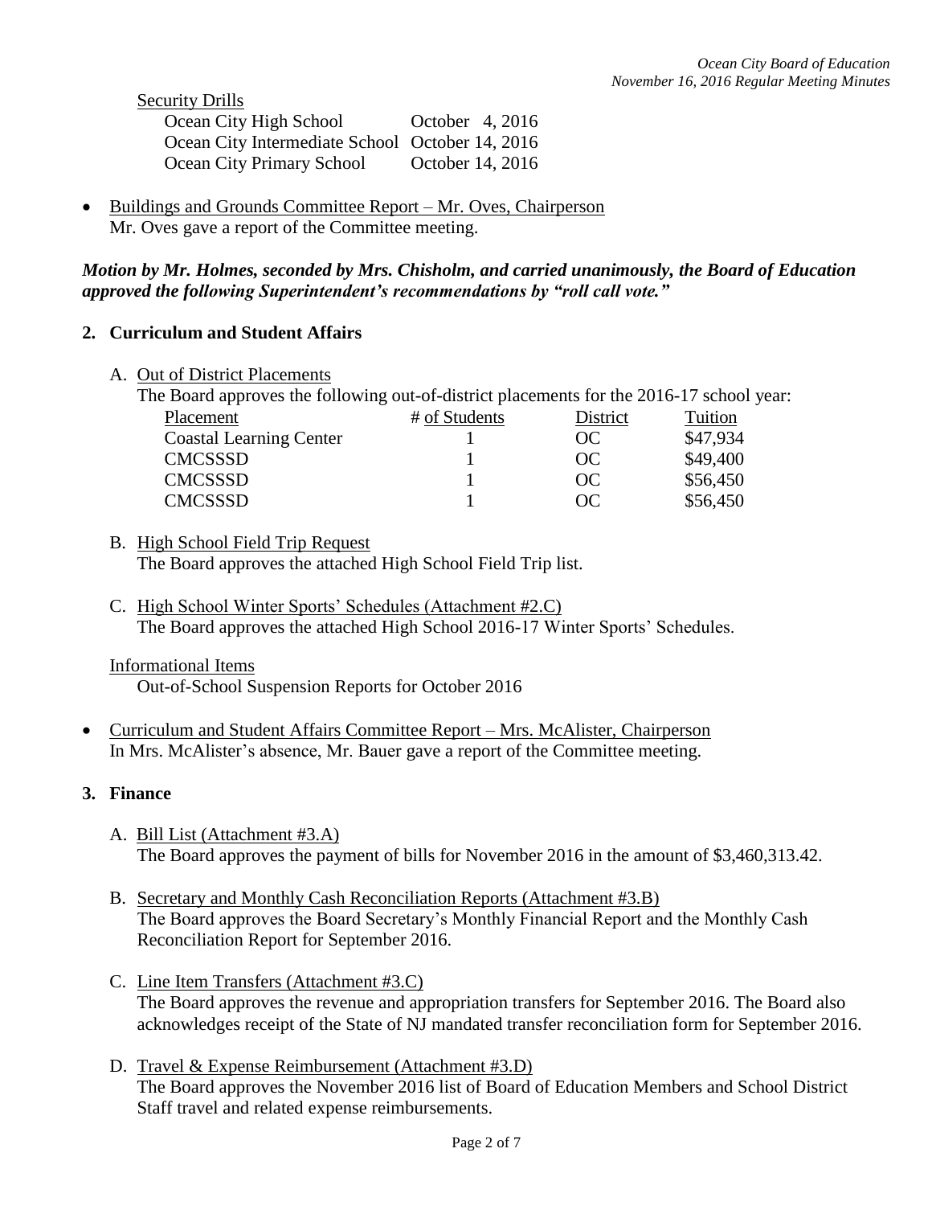Security Drills

| | |
|---|---|
| Ocean City High School | October 4, 2016 |
| Ocean City Intermediate School | October 14, 2016 |
| Ocean City Primary School | October 14, 2016 |

- Buildings and Grounds Committee Report – Mr. Oves, Chairperson
  Mr. Oves gave a report of the Committee meeting.

***Motion by Mr. Holmes, seconded by Mrs. Chisholm, and carried unanimously, the Board of Education approved the following Superintendent's recommendations by "roll call vote."***

## 2. Curriculum and Student Affairs

A. Out of District Placements
The Board approves the following out-of-district placements for the 2016-17 school year:

| Placement | # of Students | District | Tuition |
|---|---|---|---|
| Coastal Learning Center | 1 | OC | \$47,934 |
| CMCSSSD | 1 | OC | \$49,400 |
| CMCSSSD | 1 | OC | \$56,450 |
| CMCSSSD | 1 | OC | \$56,450 |

B. High School Field Trip Request
The Board approves the attached High School Field Trip list.

C. High School Winter Sports' Schedules (Attachment #2.C)
The Board approves the attached High School 2016-17 Winter Sports' Schedules.

Informational Items
Out-of-School Suspension Reports for October 2016

- Curriculum and Student Affairs Committee Report – Mrs. McAlister, Chairperson
  In Mrs. McAlister's absence, Mr. Bauer gave a report of the Committee meeting.

## 3. Finance

A. Bill List (Attachment #3.A)
The Board approves the payment of bills for November 2016 in the amount of \$3,460,313.42.

B. Secretary and Monthly Cash Reconciliation Reports (Attachment #3.B)
The Board approves the Board Secretary's Monthly Financial Report and the Monthly Cash Reconciliation Report for September 2016.

C. Line Item Transfers (Attachment #3.C)
The Board approves the revenue and appropriation transfers for September 2016. The Board also acknowledges receipt of the State of NJ mandated transfer reconciliation form for September 2016.

D. Travel & Expense Reimbursement (Attachment #3.D)
The Board approves the November 2016 list of Board of Education Members and School District Staff travel and related expense reimbursements.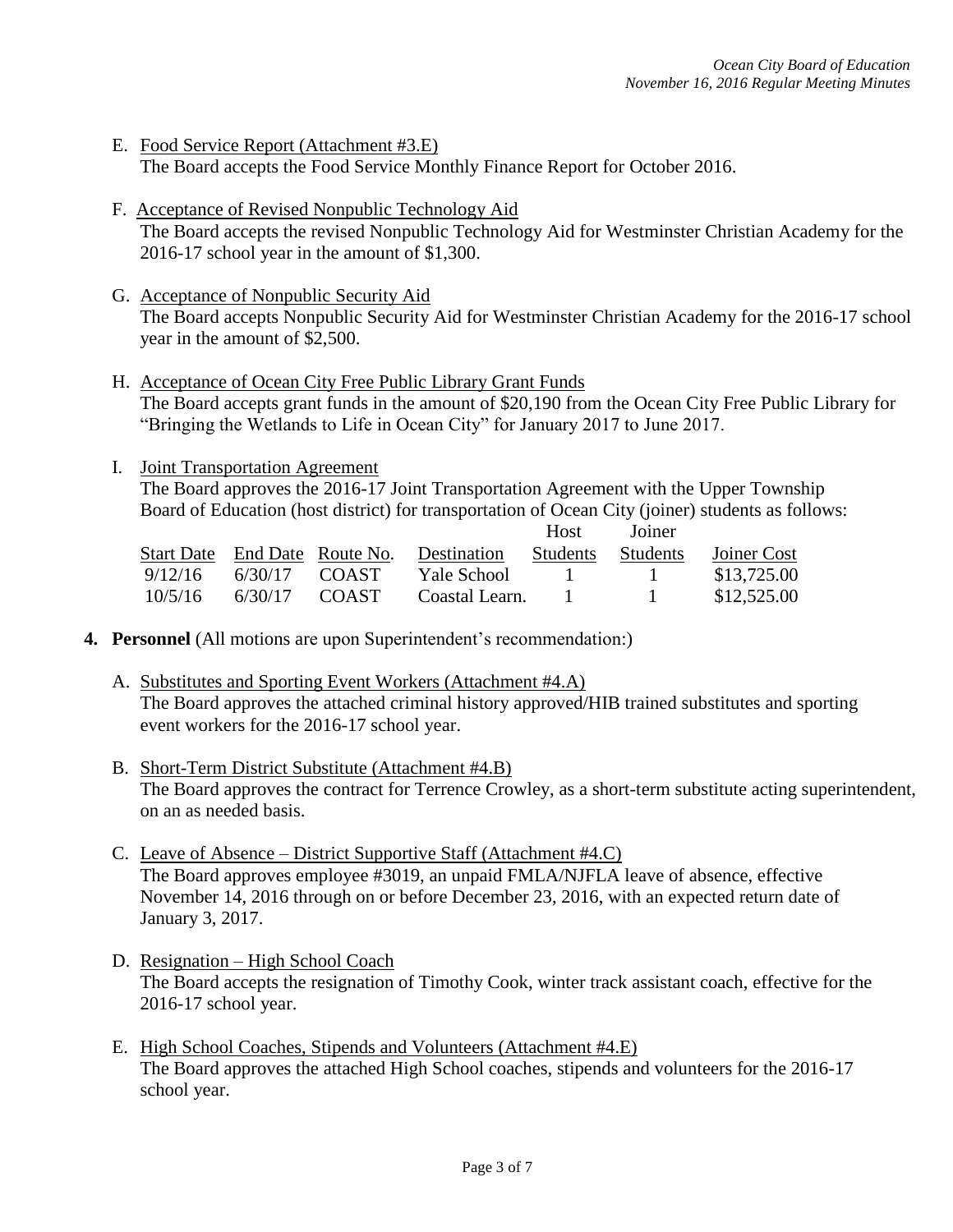E. Food Service Report (Attachment #3.E)
The Board accepts the Food Service Monthly Finance Report for October 2016.

F. Acceptance of Revised Nonpublic Technology Aid
The Board accepts the revised Nonpublic Technology Aid for Westminster Christian Academy for the 2016-17 school year in the amount of $1,300.

G. Acceptance of Nonpublic Security Aid
The Board accepts Nonpublic Security Aid for Westminster Christian Academy for the 2016-17 school year in the amount of $2,500.

H. Acceptance of Ocean City Free Public Library Grant Funds
The Board accepts grant funds in the amount of $20,190 from the Ocean City Free Public Library for "Bringing the Wetlands to Life in Ocean City" for January 2017 to June 2017.

I. Joint Transportation Agreement
The Board approves the 2016-17 Joint Transportation Agreement with the Upper Township Board of Education (host district) for transportation of Ocean City (joiner) students as follows:

| Start Date | End Date | Route No. | Destination | Host Students | Joiner Students | Joiner Cost |
|---|---|---|---|---|---|---|
| 9/12/16 | 6/30/17 | COAST | Yale School | 1 | 1 | $13,725.00 |
| 10/5/16 | 6/30/17 | COAST | Coastal Learn. | 1 | 1 | $12,525.00 |

**4. Personnel** (All motions are upon Superintendent's recommendation:)

A. Substitutes and Sporting Event Workers (Attachment #4.A)
The Board approves the attached criminal history approved/HIB trained substitutes and sporting event workers for the 2016-17 school year.

B. Short-Term District Substitute (Attachment #4.B)
The Board approves the contract for Terrence Crowley, as a short-term substitute acting superintendent, on an as needed basis.

C. Leave of Absence – District Supportive Staff (Attachment #4.C)
The Board approves employee #3019, an unpaid FMLA/NJFLA leave of absence, effective November 14, 2016 through on or before December 23, 2016, with an expected return date of January 3, 2017.

D. Resignation – High School Coach
The Board accepts the resignation of Timothy Cook, winter track assistant coach, effective for the 2016-17 school year.

E. High School Coaches, Stipends and Volunteers (Attachment #4.E)
The Board approves the attached High School coaches, stipends and volunteers for the 2016-17 school year.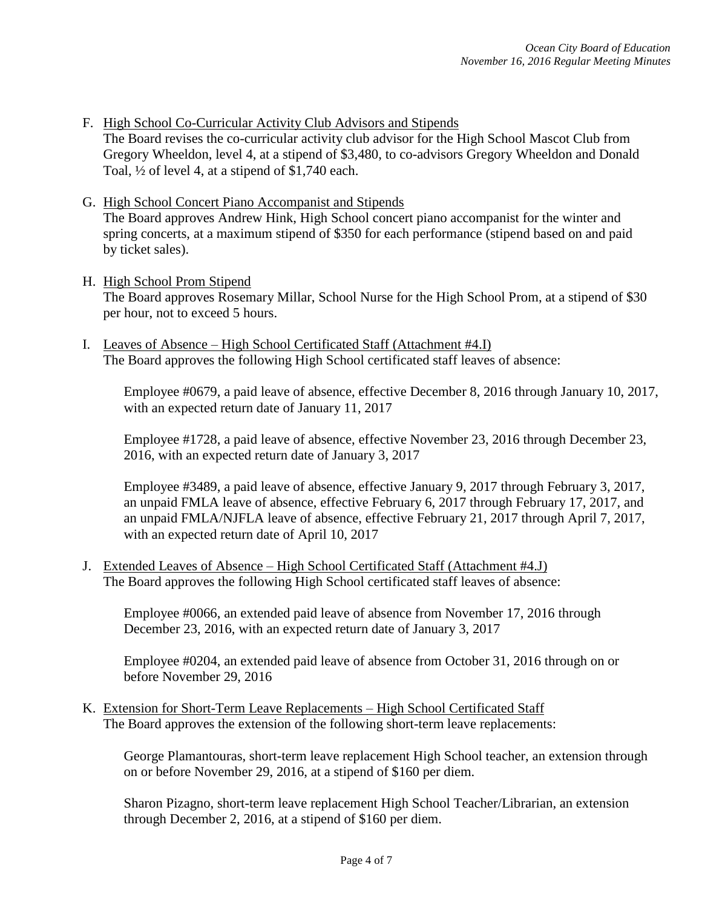F. <u>High School Co-Curricular Activity Club Advisors and Stipends</u>
The Board revises the co-curricular activity club advisor for the High School Mascot Club from Gregory Wheeldon, level 4, at a stipend of $3,480, to co-advisors Gregory Wheeldon and Donald Toal, ½ of level 4, at a stipend of $1,740 each.

G. <u>High School Concert Piano Accompanist and Stipends</u>
The Board approves Andrew Hink, High School concert piano accompanist for the winter and spring concerts, at a maximum stipend of $350 for each performance (stipend based on and paid by ticket sales).

H. <u>High School Prom Stipend</u>
The Board approves Rosemary Millar, School Nurse for the High School Prom, at a stipend of $30 per hour, not to exceed 5 hours.

I. <u>Leaves of Absence – High School Certificated Staff (Attachment #4.I)</u>
The Board approves the following High School certificated staff leaves of absence:

Employee #0679, a paid leave of absence, effective December 8, 2016 through January 10, 2017, with an expected return date of January 11, 2017

Employee #1728, a paid leave of absence, effective November 23, 2016 through December 23, 2016, with an expected return date of January 3, 2017

Employee #3489, a paid leave of absence, effective January 9, 2017 through February 3, 2017, an unpaid FMLA leave of absence, effective February 6, 2017 through February 17, 2017, and an unpaid FMLA/NJFLA leave of absence, effective February 21, 2017 through April 7, 2017, with an expected return date of April 10, 2017

J. <u>Extended Leaves of Absence – High School Certificated Staff (Attachment #4.J)</u>
The Board approves the following High School certificated staff leaves of absence:

Employee #0066, an extended paid leave of absence from November 17, 2016 through December 23, 2016, with an expected return date of January 3, 2017

Employee #0204, an extended paid leave of absence from October 31, 2016 through on or before November 29, 2016

K. <u>Extension for Short-Term Leave Replacements – High School Certificated Staff</u>
The Board approves the extension of the following short-term leave replacements:

George Plamantouras, short-term leave replacement High School teacher, an extension through on or before November 29, 2016, at a stipend of $160 per diem.

Sharon Pizagno, short-term leave replacement High School Teacher/Librarian, an extension through December 2, 2016, at a stipend of $160 per diem.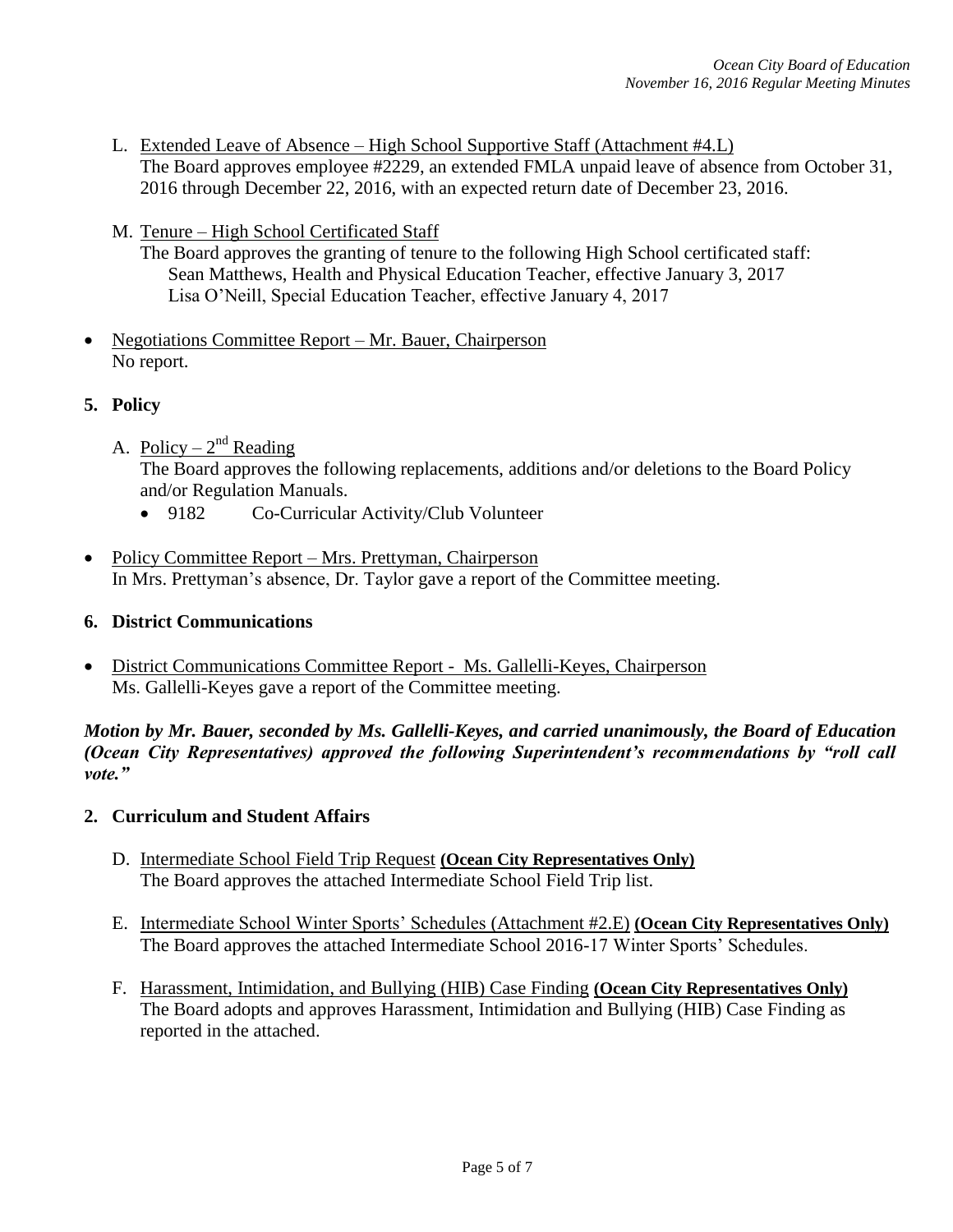L. Extended Leave of Absence – High School Supportive Staff (Attachment #4.L)
The Board approves employee #2229, an extended FMLA unpaid leave of absence from October 31, 2016 through December 22, 2016, with an expected return date of December 23, 2016.

M. Tenure – High School Certificated Staff
The Board approves the granting of tenure to the following High School certificated staff:
Sean Matthews, Health and Physical Education Teacher, effective January 3, 2017
Lisa O'Neill, Special Education Teacher, effective January 4, 2017

- Negotiations Committee Report – Mr. Bauer, Chairperson
No report.

**5. Policy**

A. Policy – 2nd Reading
The Board approves the following replacements, additions and/or deletions to the Board Policy and/or Regulation Manuals.
- 9182 Co-Curricular Activity/Club Volunteer

- Policy Committee Report – Mrs. Prettyman, Chairperson
In Mrs. Prettyman's absence, Dr. Taylor gave a report of the Committee meeting.

**6. District Communications**

- District Communications Committee Report - Ms. Gallelli-Keyes, Chairperson
Ms. Gallelli-Keyes gave a report of the Committee meeting.

***Motion by Mr. Bauer, seconded by Ms. Gallelli-Keyes, and carried unanimously, the Board of Education (Ocean City Representatives) approved the following Superintendent's recommendations by "roll call vote."***

**2. Curriculum and Student Affairs**

D. Intermediate School Field Trip Request **(Ocean City Representatives Only)**
The Board approves the attached Intermediate School Field Trip list.

E. Intermediate School Winter Sports' Schedules (Attachment #2.E) **(Ocean City Representatives Only)**
The Board approves the attached Intermediate School 2016-17 Winter Sports' Schedules.

F. Harassment, Intimidation, and Bullying (HIB) Case Finding **(Ocean City Representatives Only)**
The Board adopts and approves Harassment, Intimidation and Bullying (HIB) Case Finding as reported in the attached.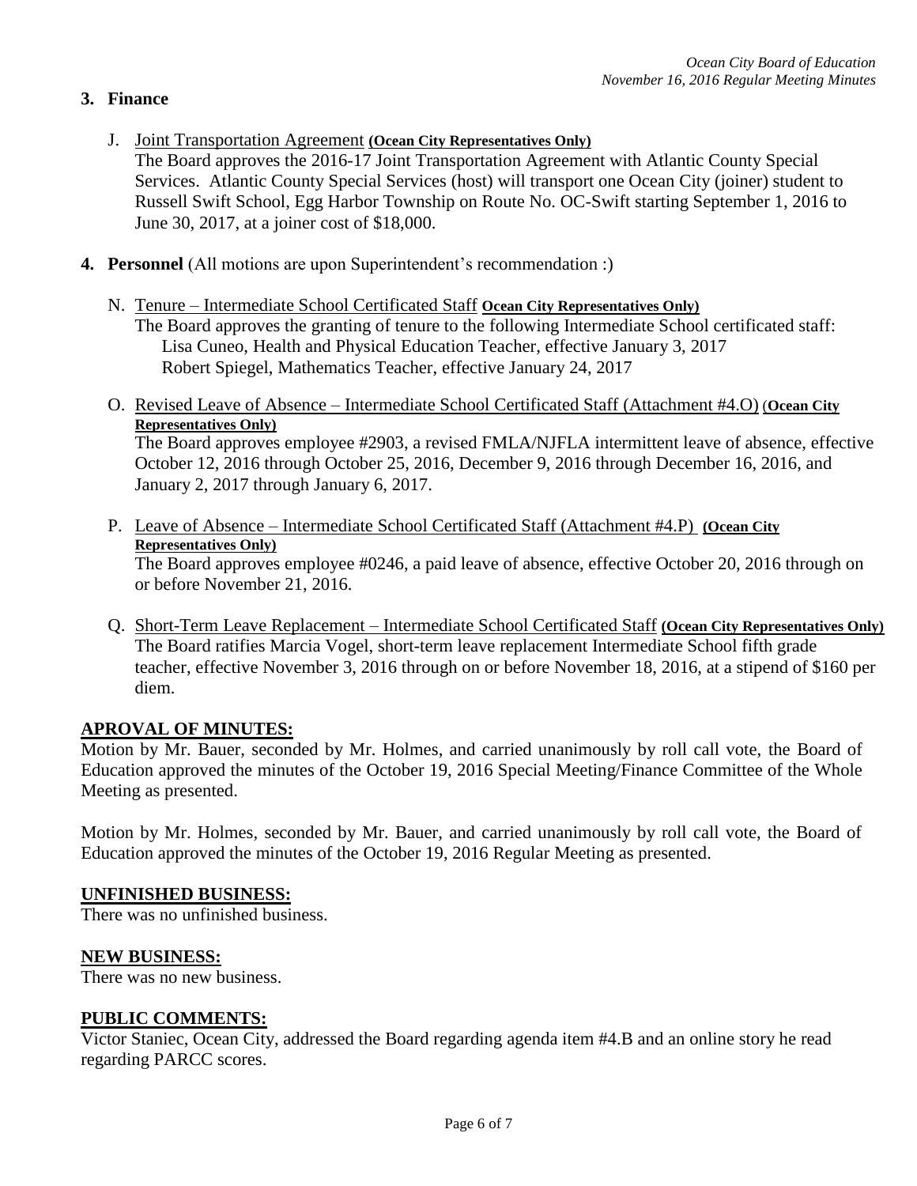## 3. Finance

J. <u>Joint Transportation Agreement</u> **(Ocean City Representatives Only)**
The Board approves the 2016-17 Joint Transportation Agreement with Atlantic County Special Services. Atlantic County Special Services (host) will transport one Ocean City (joiner) student to Russell Swift School, Egg Harbor Township on Route No. OC-Swift starting September 1, 2016 to June 30, 2017, at a joiner cost of $18,000.

## 4. Personnel (All motions are upon Superintendent's recommendation :)

N. <u>Tenure – Intermediate School Certificated Staff</u> **Ocean City Representatives Only)**
The Board approves the granting of tenure to the following Intermediate School certificated staff:
Lisa Cuneo, Health and Physical Education Teacher, effective January 3, 2017
Robert Spiegel, Mathematics Teacher, effective January 24, 2017

O. <u>Revised Leave of Absence – Intermediate School Certificated Staff (Attachment #4.O)</u> (**Ocean City Representatives Only)**
The Board approves employee #2903, a revised FMLA/NJFLA intermittent leave of absence, effective October 12, 2016 through October 25, 2016, December 9, 2016 through December 16, 2016, and January 2, 2017 through January 6, 2017.

P. <u>Leave of Absence – Intermediate School Certificated Staff (Attachment #4.P)</u> **(Ocean City Representatives Only)**
The Board approves employee #0246, a paid leave of absence, effective October 20, 2016 through on or before November 21, 2016.

Q. <u>Short-Term Leave Replacement – Intermediate School Certificated Staff</u> **(Ocean City Representatives Only)**
The Board ratifies Marcia Vogel, short-term leave replacement Intermediate School fifth grade teacher, effective November 3, 2016 through on or before November 18, 2016, at a stipend of $160 per diem.

## APROVAL OF MINUTES:

Motion by Mr. Bauer, seconded by Mr. Holmes, and carried unanimously by roll call vote, the Board of Education approved the minutes of the October 19, 2016 Special Meeting/Finance Committee of the Whole Meeting as presented.

Motion by Mr. Holmes, seconded by Mr. Bauer, and carried unanimously by roll call vote, the Board of Education approved the minutes of the October 19, 2016 Regular Meeting as presented.

## UNFINISHED BUSINESS:

There was no unfinished business.

## NEW BUSINESS:

There was no new business.

## PUBLIC COMMENTS:

Victor Staniec, Ocean City, addressed the Board regarding agenda item #4.B and an online story he read regarding PARCC scores.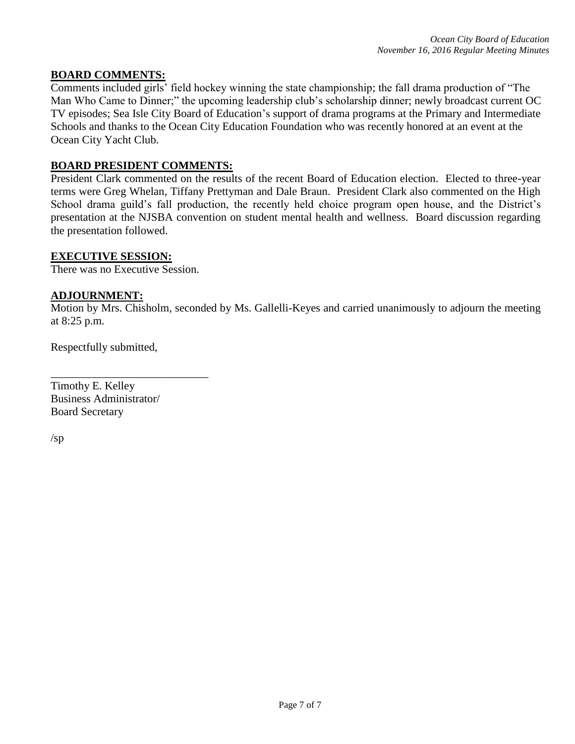**BOARD COMMENTS:**

Comments included girls' field hockey winning the state championship; the fall drama production of "The Man Who Came to Dinner;" the upcoming leadership club's scholarship dinner; newly broadcast current OC TV episodes; Sea Isle City Board of Education's support of drama programs at the Primary and Intermediate Schools and thanks to the Ocean City Education Foundation who was recently honored at an event at the Ocean City Yacht Club.

**BOARD PRESIDENT COMMENTS:**

President Clark commented on the results of the recent Board of Education election. Elected to three-year terms were Greg Whelan, Tiffany Prettyman and Dale Braun. President Clark also commented on the High School drama guild's fall production, the recently held choice program open house, and the District's presentation at the NJSBA convention on student mental health and wellness. Board discussion regarding the presentation followed.

**EXECUTIVE SESSION:**

There was no Executive Session.

**ADJOURNMENT:**

Motion by Mrs. Chisholm, seconded by Ms. Gallelli-Keyes and carried unanimously to adjourn the meeting at 8:25 p.m.

Respectfully submitted,

\_\_\_\_\_\_\_\_\_\_\_\_\_\_\_\_\_\_\_\_\_\_\_\_\_\_\_\_\_

Timothy E. Kelley
Business Administrator/
Board Secretary

/sp